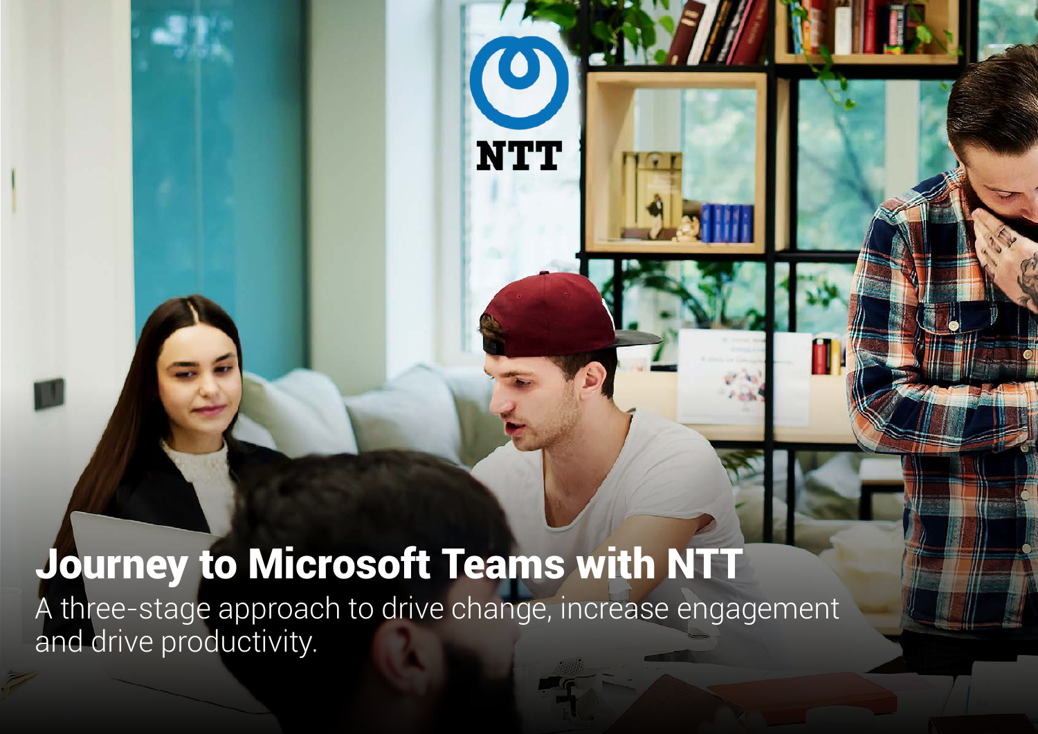NTT

# Journey to Microsoft Teams with NTT

A three-stage approach to drive change, increase engagement and drive productivity.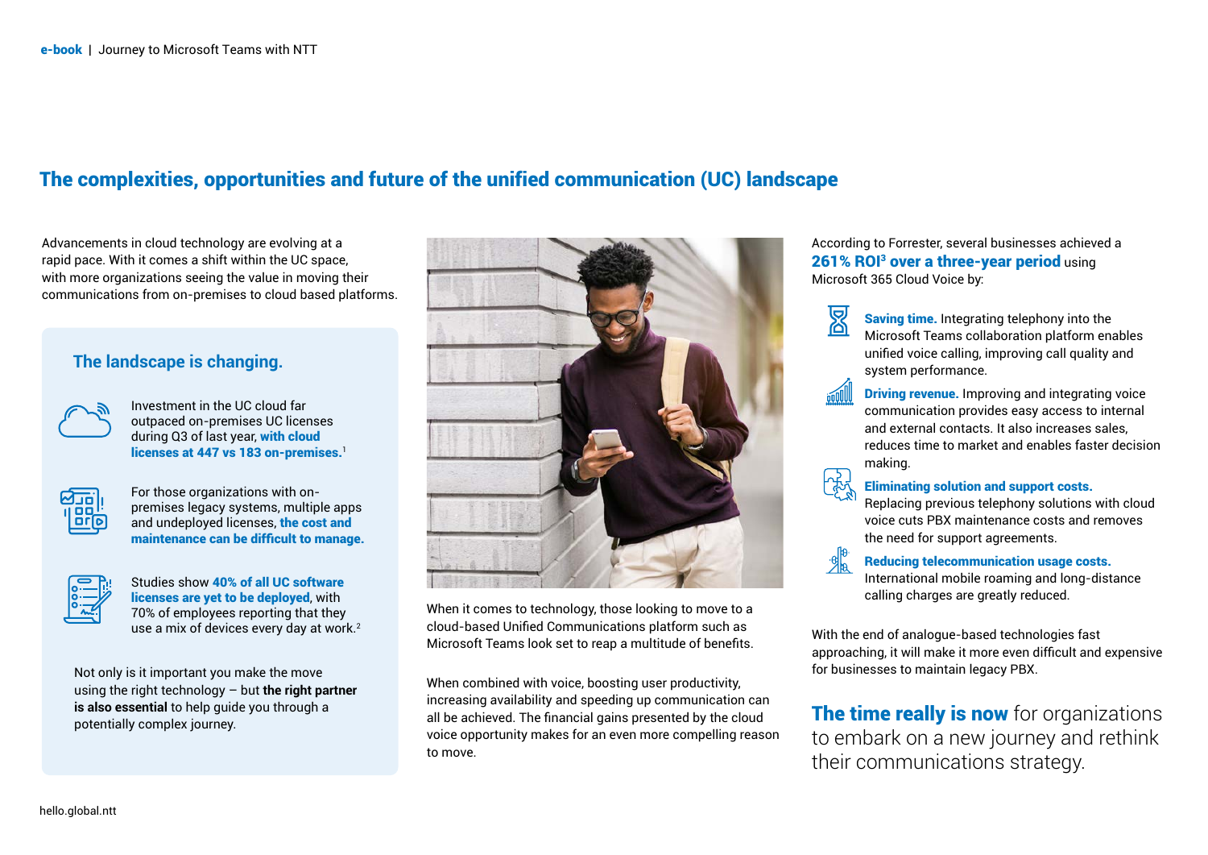## The complexities, opportunities and future of the unified communication (UC) landscape

Advancements in cloud technology are evolving at a rapid pace. With it comes a shift within the UC space, with more organizations seeing the value in moving their communications from on-premises to cloud based platforms.

### The landscape is changing.

Investment in the UC cloud far outpaced on-premises UC licenses during Q3 of last year, **with cloud licenses at 447 vs 183 on-premises.**[1]

For those organizations with on-premises legacy systems, multiple apps and undeployed licenses, **the cost and maintenance can be difficult to manage.**

Studies show **40% of all UC software licenses are yet to be deployed**, with 70% of employees reporting that they use a mix of devices every day at work.[2]

Not only is it important you make the move using the right technology – but **the right partner is also essential** to help guide you through a potentially complex journey.

When it comes to technology, those looking to move to a cloud-based Unified Communications platform such as Microsoft Teams look set to reap a multitude of benefits.

When combined with voice, boosting user productivity, increasing availability and speeding up communication can all be achieved. The financial gains presented by the cloud voice opportunity makes for an even more compelling reason to move.

According to Forrester, several businesses achieved a **261% ROI[3] over a three-year period** using Microsoft 365 Cloud Voice by:

- **Saving time.** Integrating telephony into the Microsoft Teams collaboration platform enables unified voice calling, improving call quality and system performance.
- **Driving revenue.** Improving and integrating voice communication provides easy access to internal and external contacts. It also increases sales, reduces time to market and enables faster decision making.
- **Eliminating solution and support costs.** Replacing previous telephony solutions with cloud voice cuts PBX maintenance costs and removes the need for support agreements.
- **Reducing telecommunication usage costs.** International mobile roaming and long-distance calling charges are greatly reduced.

With the end of analogue-based technologies fast approaching, it will make it more even difficult and expensive for businesses to maintain legacy PBX.

**The time really is now** for organizations to embark on a new journey and rethink their communications strategy.

hello.global.ntt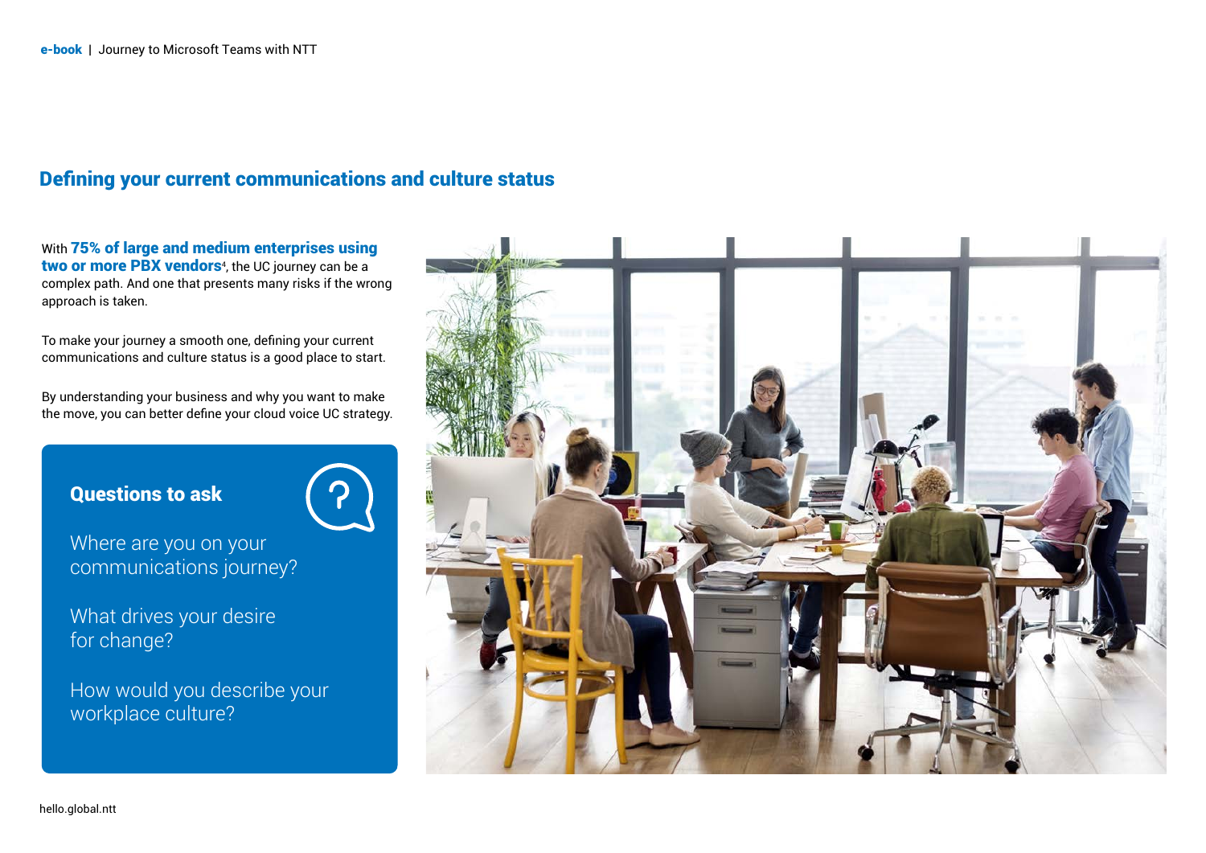## Defining your current communications and culture status

With **75% of large and medium enterprises using two or more PBX vendors**[4], the UC journey can be a complex path. And one that presents many risks if the wrong approach is taken.

To make your journey a smooth one, defining your current communications and culture status is a good place to start.

By understanding your business and why you want to make the move, you can better define your cloud voice UC strategy.

### Questions to ask

Where are you on your communications journey?

What drives your desire for change?

How would you describe your workplace culture?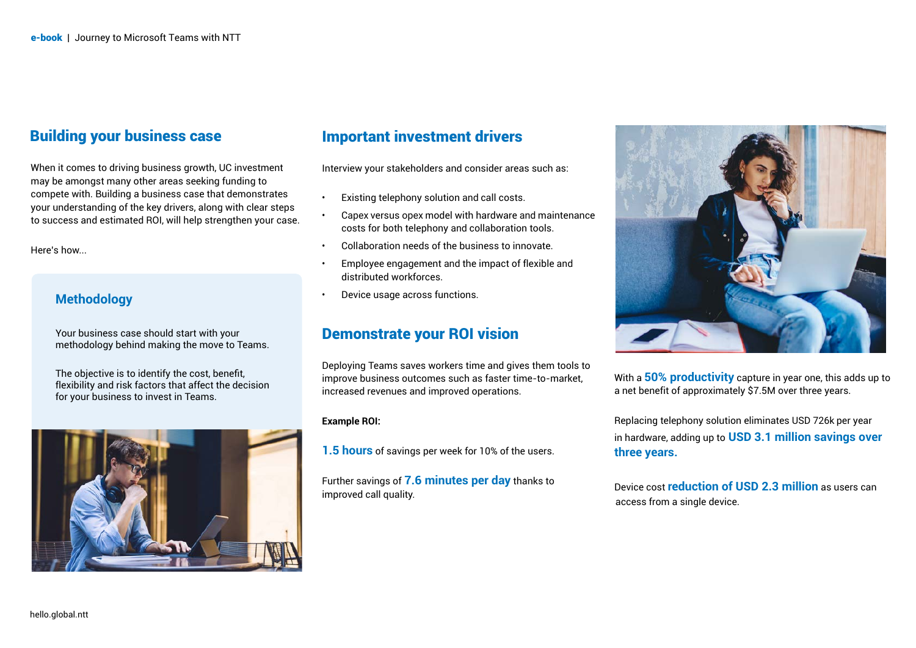## Building your business case

When it comes to driving business growth, UC investment may be amongst many other areas seeking funding to compete with. Building a business case that demonstrates your understanding of the key drivers, along with clear steps to success and estimated ROI, will help strengthen your case.

Here's how...

### Methodology

Your business case should start with your methodology behind making the move to Teams.

The objective is to identify the cost, benefit, flexibility and risk factors that affect the decision for your business to invest in Teams.

## Important investment drivers

Interview your stakeholders and consider areas such as:

- Existing telephony solution and call costs.
- Capex versus opex model with hardware and maintenance costs for both telephony and collaboration tools.
- Collaboration needs of the business to innovate.
- Employee engagement and the impact of flexible and distributed workforces.
- Device usage across functions.

## Demonstrate your ROI vision

Deploying Teams saves workers time and gives them tools to improve business outcomes such as faster time-to-market, increased revenues and improved operations.

**Example ROI:**

**1.5 hours** of savings per week for 10% of the users.

Further savings of **7.6 minutes per day** thanks to improved call quality.

With a **50% productivity** capture in year one, this adds up to a net benefit of approximately $7.5M over three years.

Replacing telephony solution eliminates USD 726k per year in hardware, adding up to **USD 3.1 million savings over three years.**

Device cost **reduction of USD 2.3 million** as users can access from a single device.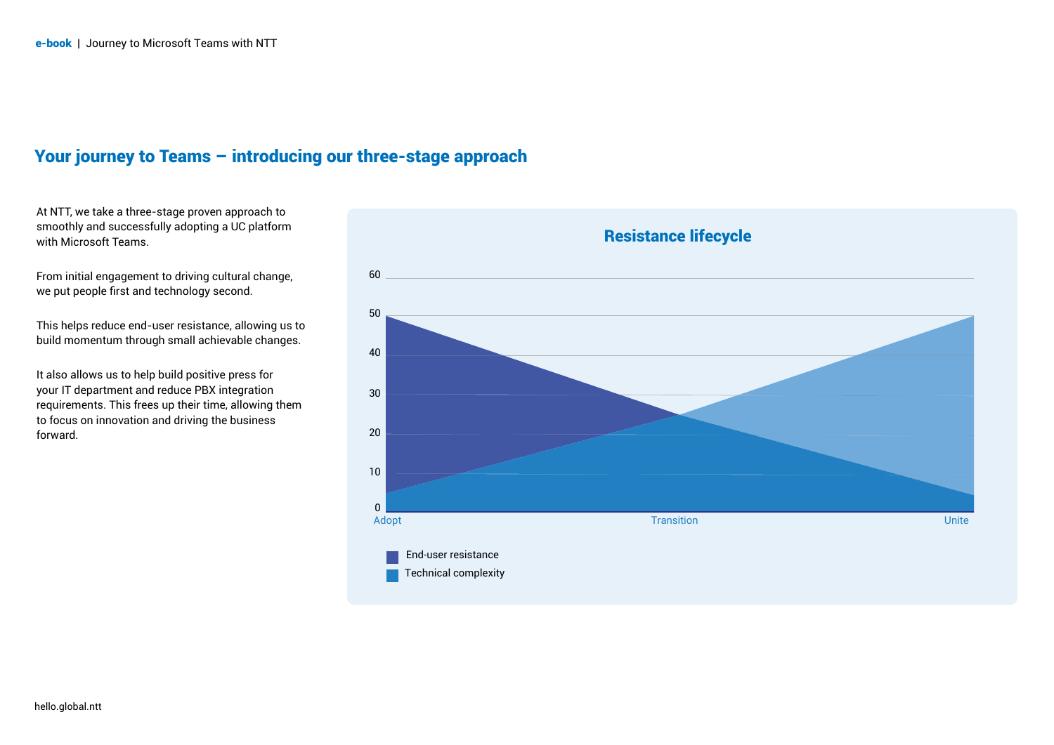## Your journey to Teams – introducing our three-stage approach

At NTT, we take a three-stage proven approach to smoothly and successfully adopting a UC platform with Microsoft Teams.

From initial engagement to driving cultural change, we put people first and technology second.

This helps reduce end-user resistance, allowing us to build momentum through small achievable changes.

It also allows us to help build positive press for your IT department and reduce PBX integration requirements. This frees up their time, allowing them to focus on innovation and driving the business forward.

### Resistance lifecycle

60
50
40
30
20
10
0

Adopt | Transition | Unite

End-user resistance

Technical complexity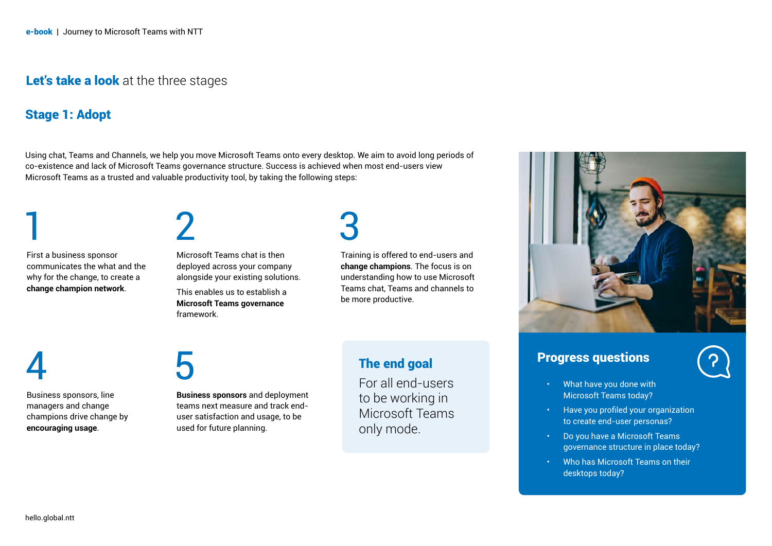## **Let's take a look** at the three stages

### Stage 1: Adopt

Using chat, Teams and Channels, we help you move Microsoft Teams onto every desktop. We aim to avoid long periods of co-existence and lack of Microsoft Teams governance structure. Success is achieved when most end-users view Microsoft Teams as a trusted and valuable productivity tool, by taking the following steps:

**1**

First a business sponsor communicates the what and the why for the change, to create a **change champion network**.

**2**

Microsoft Teams chat is then deployed across your company alongside your existing solutions.

This enables us to establish a **Microsoft Teams governance** framework.

**3**

Training is offered to end-users and **change champions**. The focus is on understanding how to use Microsoft Teams chat, Teams and channels to be more productive.

**4**

Business sponsors, line managers and change champions drive change by **encouraging usage**.

**5**

**Business sponsors** and deployment teams next measure and track end-user satisfaction and usage, to be used for future planning.

#### The end goal

For all end-users to be working in Microsoft Teams only mode.

#### Progress questions

- What have you done with Microsoft Teams today?
- Have you profiled your organization to create end-user personas?
- Do you have a Microsoft Teams governance structure in place today?
- Who has Microsoft Teams on their desktops today?

hello.global.ntt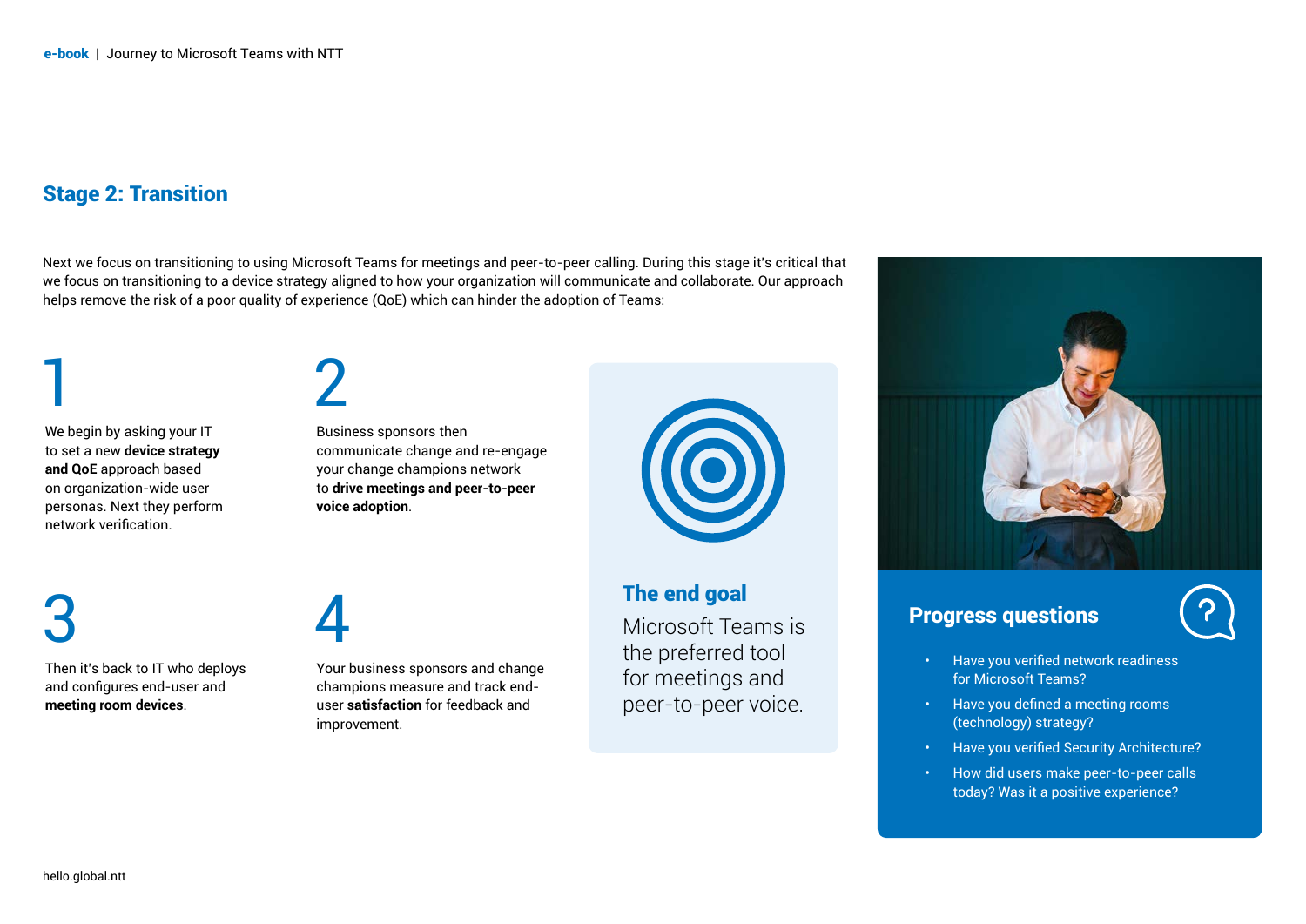## Stage 2: Transition

Next we focus on transitioning to using Microsoft Teams for meetings and peer-to-peer calling. During this stage it's critical that we focus on transitioning to a device strategy aligned to how your organization will communicate and collaborate. Our approach helps remove the risk of a poor quality of experience (QoE) which can hinder the adoption of Teams:

**1**

We begin by asking your IT to set a new **device strategy and QoE** approach based on organization-wide user personas. Next they perform network verification.

**2**

Business sponsors then communicate change and re-engage your change champions network to **drive meetings and peer-to-peer voice adoption**.

**3**

Then it's back to IT who deploys and configures end-user and **meeting room devices**.

**4**

Your business sponsors and change champions measure and track end-user **satisfaction** for feedback and improvement.

### The end goal

Microsoft Teams is the preferred tool for meetings and peer-to-peer voice.

### Progress questions

- Have you verified network readiness for Microsoft Teams?
- Have you defined a meeting rooms (technology) strategy?
- Have you verified Security Architecture?
- How did users make peer-to-peer calls today? Was it a positive experience?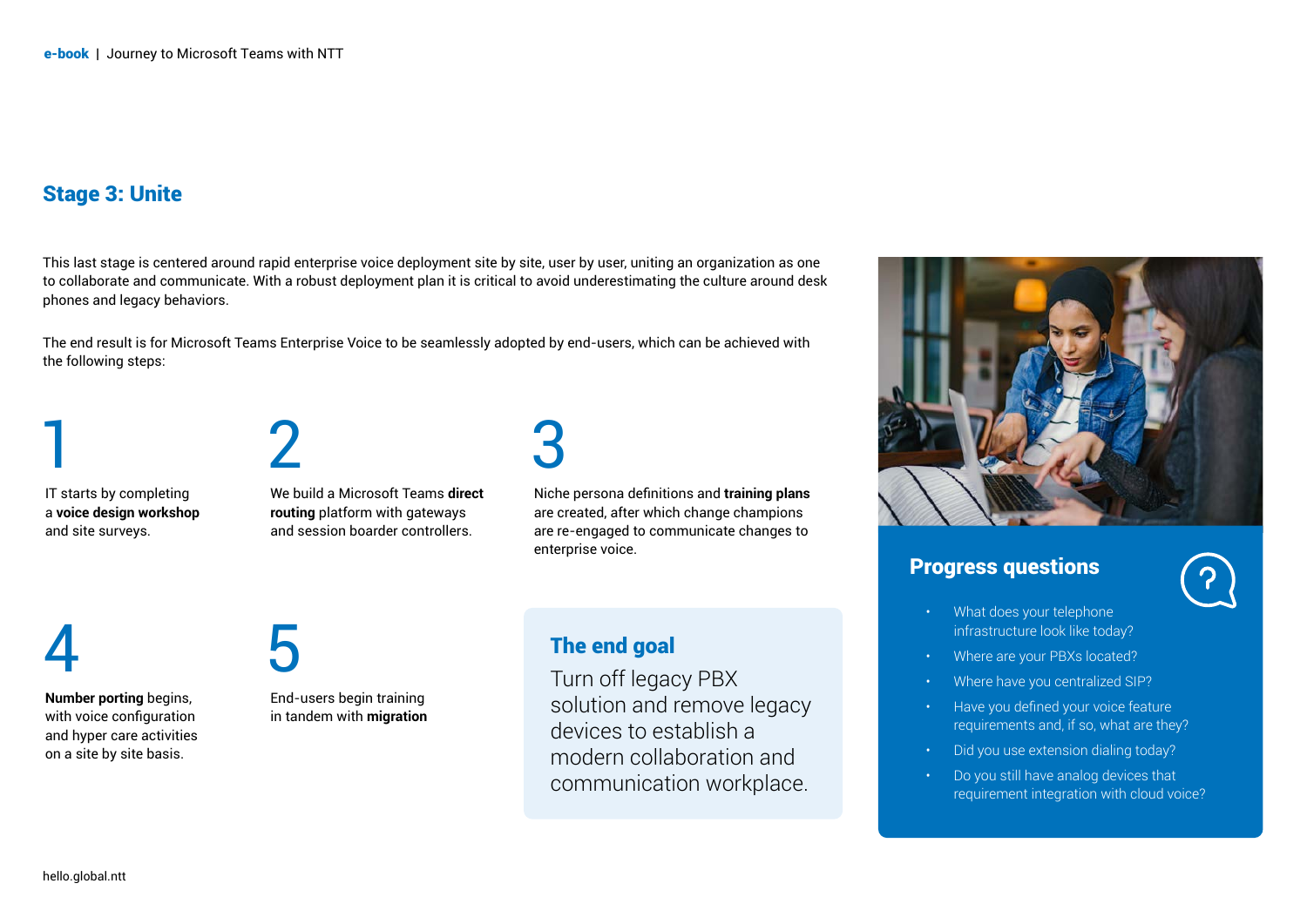## Stage 3: Unite

This last stage is centered around rapid enterprise voice deployment site by site, user by user, uniting an organization as one to collaborate and communicate. With a robust deployment plan it is critical to avoid underestimating the culture around desk phones and legacy behaviors.

The end result is for Microsoft Teams Enterprise Voice to be seamlessly adopted by end-users, which can be achieved with the following steps:

1

IT starts by completing a **voice design workshop** and site surveys.

2

We build a Microsoft Teams **direct routing** platform with gateways and session boarder controllers.

3

Niche persona definitions and **training plans** are created, after which change champions are re-engaged to communicate changes to enterprise voice.

4

**Number porting** begins, with voice configuration and hyper care activities on a site by site basis.

5

End-users begin training in tandem with **migration**

### The end goal

Turn off legacy PBX solution and remove legacy devices to establish a modern collaboration and communication workplace.

### Progress questions

- What does your telephone infrastructure look like today?
- Where are your PBXs located?
- Where have you centralized SIP?
- Have you defined your voice feature requirements and, if so, what are they?
- Did you use extension dialing today?
- Do you still have analog devices that requirement integration with cloud voice?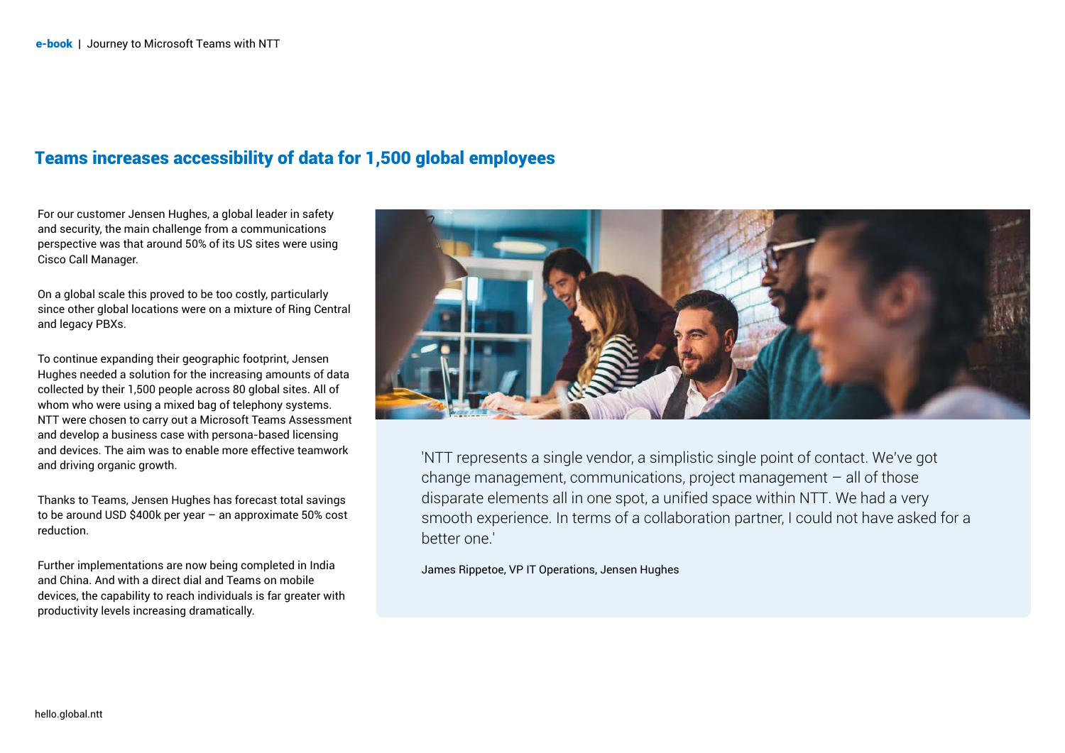## Teams increases accessibility of data for 1,500 global employees

For our customer Jensen Hughes, a global leader in safety and security, the main challenge from a communications perspective was that around 50% of its US sites were using Cisco Call Manager.

On a global scale this proved to be too costly, particularly since other global locations were on a mixture of Ring Central and legacy PBXs.

To continue expanding their geographic footprint, Jensen Hughes needed a solution for the increasing amounts of data collected by their 1,500 people across 80 global sites. All of whom who were using a mixed bag of telephony systems. NTT were chosen to carry out a Microsoft Teams Assessment and develop a business case with persona-based licensing and devices. The aim was to enable more effective teamwork and driving organic growth.

Thanks to Teams, Jensen Hughes has forecast total savings to be around USD $400k per year – an approximate 50% cost reduction.

Further implementations are now being completed in India and China. And with a direct dial and Teams on mobile devices, the capability to reach individuals is far greater with productivity levels increasing dramatically.

'NTT represents a single vendor, a simplistic single point of contact. We've got change management, communications, project management – all of those disparate elements all in one spot, a unified space within NTT. We had a very smooth experience. In terms of a collaboration partner, I could not have asked for a better one.'

James Rippetoe, VP IT Operations, Jensen Hughes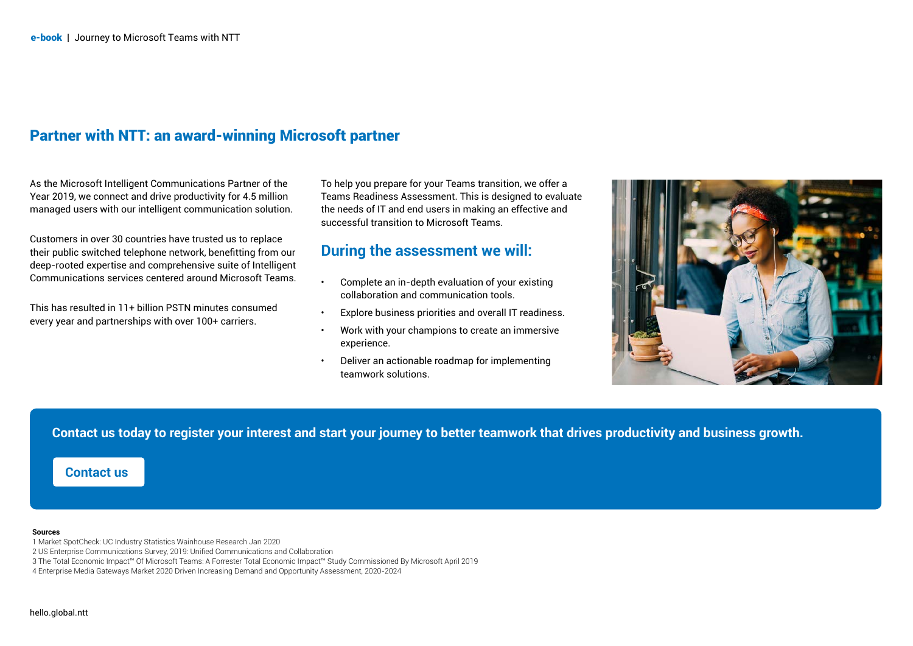## Partner with NTT: an award-winning Microsoft partner

As the Microsoft Intelligent Communications Partner of the Year 2019, we connect and drive productivity for 4.5 million managed users with our intelligent communication solution.

Customers in over 30 countries have trusted us to replace their public switched telephone network, benefitting from our deep-rooted expertise and comprehensive suite of Intelligent Communications services centered around Microsoft Teams.

This has resulted in 11+ billion PSTN minutes consumed every year and partnerships with over 100+ carriers.

To help you prepare for your Teams transition, we offer a Teams Readiness Assessment. This is designed to evaluate the needs of IT and end users in making an effective and successful transition to Microsoft Teams.

### During the assessment we will:

- Complete an in-depth evaluation of your existing collaboration and communication tools.
- Explore business priorities and overall IT readiness.
- Work with your champions to create an immersive experience.
- Deliver an actionable roadmap for implementing teamwork solutions.

**Contact us today to register your interest and start your journey to better teamwork that drives productivity and business growth.**

**Contact us**

**Sources**

1 Market SpotCheck: UC Industry Statistics Wainhouse Research Jan 2020
2 US Enterprise Communications Survey, 2019: Unified Communications and Collaboration
3 The Total Economic Impact™ Of Microsoft Teams: A Forrester Total Economic Impact™ Study Commissioned By Microsoft April 2019
4 Enterprise Media Gateways Market 2020 Driven Increasing Demand and Opportunity Assessment, 2020-2024

hello.global.ntt